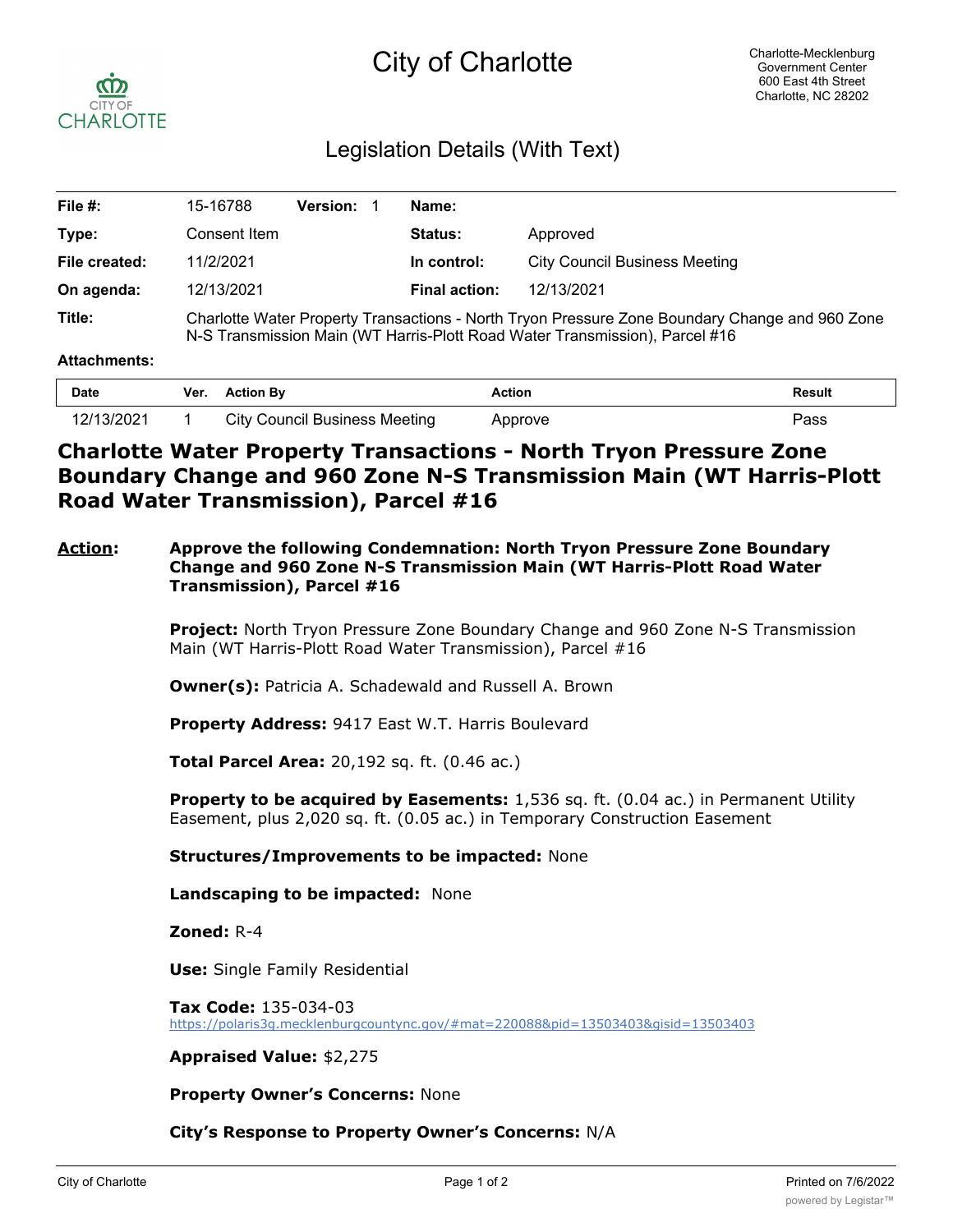# City of Charlotte

Charlotte-Mecklenburg Government Center
600 East 4th Street
Charlotte, NC 28202

## Legislation Details (With Text)

| | | | | | |
|---|---|---|---|---|---|
| **File #:** | 15-16788 | **Version:** | 1 | **Name:** | |
| **Type:** | Consent Item | | | **Status:** | Approved |
| **File created:** | 11/2/2021 | | | **In control:** | City Council Business Meeting |
| **On agenda:** | 12/13/2021 | | | **Final action:** | 12/13/2021 |

**Title:** Charlotte Water Property Transactions - North Tryon Pressure Zone Boundary Change and 960 Zone N-S Transmission Main (WT Harris-Plott Road Water Transmission), Parcel #16

**Attachments:**

| Date | Ver. | Action By | Action | Result |
|---|---|---|---|---|
| 12/13/2021 | 1 | City Council Business Meeting | Approve | Pass |

# Charlotte Water Property Transactions - North Tryon Pressure Zone Boundary Change and 960 Zone N-S Transmission Main (WT Harris-Plott Road Water Transmission), Parcel #16

**Action:** **Approve the following Condemnation: North Tryon Pressure Zone Boundary Change and 960 Zone N-S Transmission Main (WT Harris-Plott Road Water Transmission), Parcel #16**

**Project:** North Tryon Pressure Zone Boundary Change and 960 Zone N-S Transmission Main (WT Harris-Plott Road Water Transmission), Parcel #16

**Owner(s):** Patricia A. Schadewald and Russell A. Brown

**Property Address:** 9417 East W.T. Harris Boulevard

**Total Parcel Area:** 20,192 sq. ft. (0.46 ac.)

**Property to be acquired by Easements:** 1,536 sq. ft. (0.04 ac.) in Permanent Utility Easement, plus 2,020 sq. ft. (0.05 ac.) in Temporary Construction Easement

**Structures/Improvements to be impacted:** None

**Landscaping to be impacted:** None

**Zoned:** R-4

**Use:** Single Family Residential

**Tax Code:** 135-034-03
https://polaris3g.mecklenburgcountync.gov/#mat=220088&pid=13503403&gisid=13503403

**Appraised Value:** $2,275

**Property Owner's Concerns:** None

**City's Response to Property Owner's Concerns:** N/A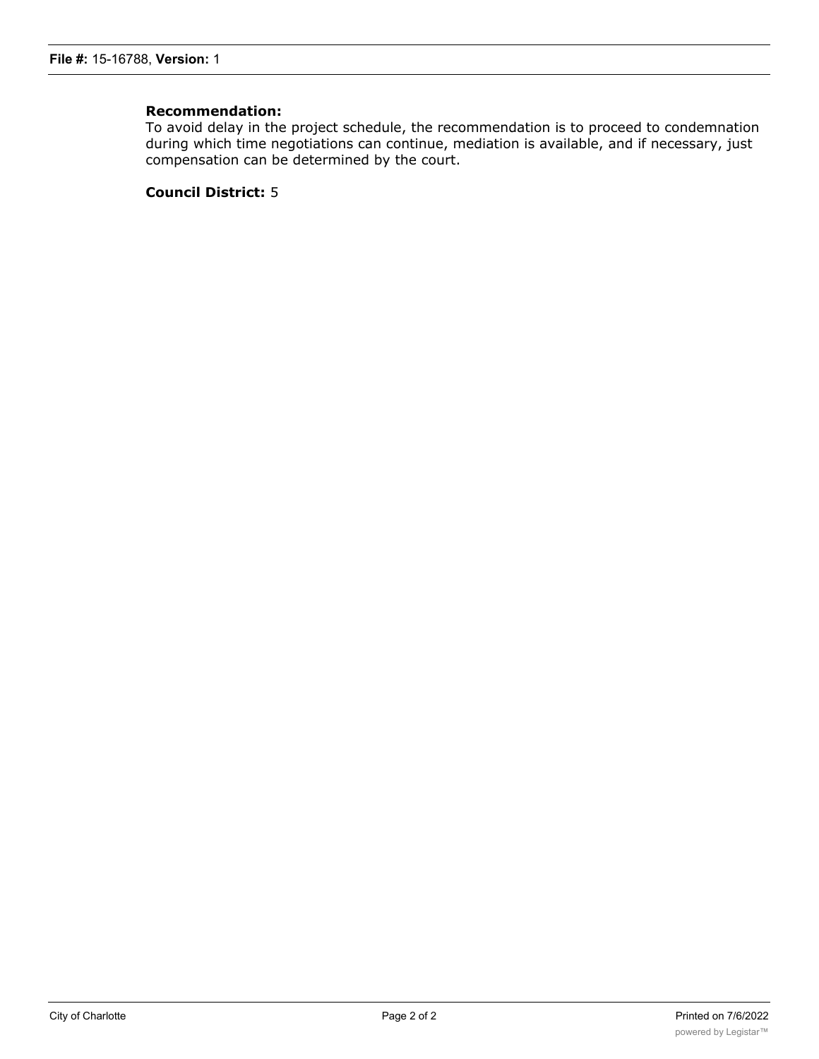**Recommendation:**
To avoid delay in the project schedule, the recommendation is to proceed to condemnation during which time negotiations can continue, mediation is available, and if necessary, just compensation can be determined by the court.

**Council District:** 5